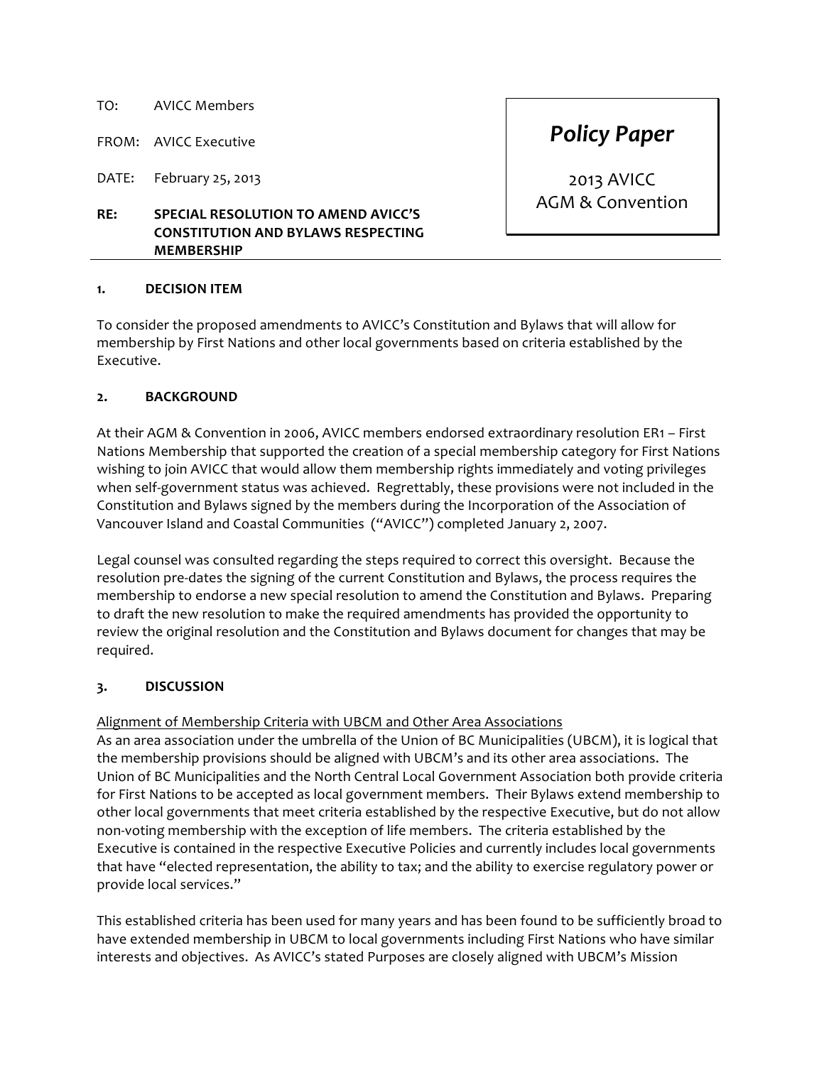TO: AVICC Members

FROM: AVICC Executive

DATE: February 25, 2013

**RE: SPECIAL RESOLUTION TO AMEND AVICC'S CONSTITUTION AND BYLAWS RESPECTING MEMBERSHIP**

*Policy Paper*

2013 AVICC AGM & Convention

---

## 1. DECISION ITEM

To consider the proposed amendments to AVICC's Constitution and Bylaws that will allow for membership by First Nations and other local governments based on criteria established by the Executive.

## 2. BACKGROUND

At their AGM & Convention in 2006, AVICC members endorsed extraordinary resolution ER1 – First Nations Membership that supported the creation of a special membership category for First Nations wishing to join AVICC that would allow them membership rights immediately and voting privileges when self-government status was achieved. Regrettably, these provisions were not included in the Constitution and Bylaws signed by the members during the Incorporation of the Association of Vancouver Island and Coastal Communities ("AVICC") completed January 2, 2007.

Legal counsel was consulted regarding the steps required to correct this oversight. Because the resolution pre-dates the signing of the current Constitution and Bylaws, the process requires the membership to endorse a new special resolution to amend the Constitution and Bylaws. Preparing to draft the new resolution to make the required amendments has provided the opportunity to review the original resolution and the Constitution and Bylaws document for changes that may be required.

## 3. DISCUSSION

Alignment of Membership Criteria with UBCM and Other Area Associations

As an area association under the umbrella of the Union of BC Municipalities (UBCM), it is logical that the membership provisions should be aligned with UBCM's and its other area associations. The Union of BC Municipalities and the North Central Local Government Association both provide criteria for First Nations to be accepted as local government members. Their Bylaws extend membership to other local governments that meet criteria established by the respective Executive, but do not allow non-voting membership with the exception of life members. The criteria established by the Executive is contained in the respective Executive Policies and currently includes local governments that have "elected representation, the ability to tax; and the ability to exercise regulatory power or provide local services."

This established criteria has been used for many years and has been found to be sufficiently broad to have extended membership in UBCM to local governments including First Nations who have similar interests and objectives. As AVICC's stated Purposes are closely aligned with UBCM's Mission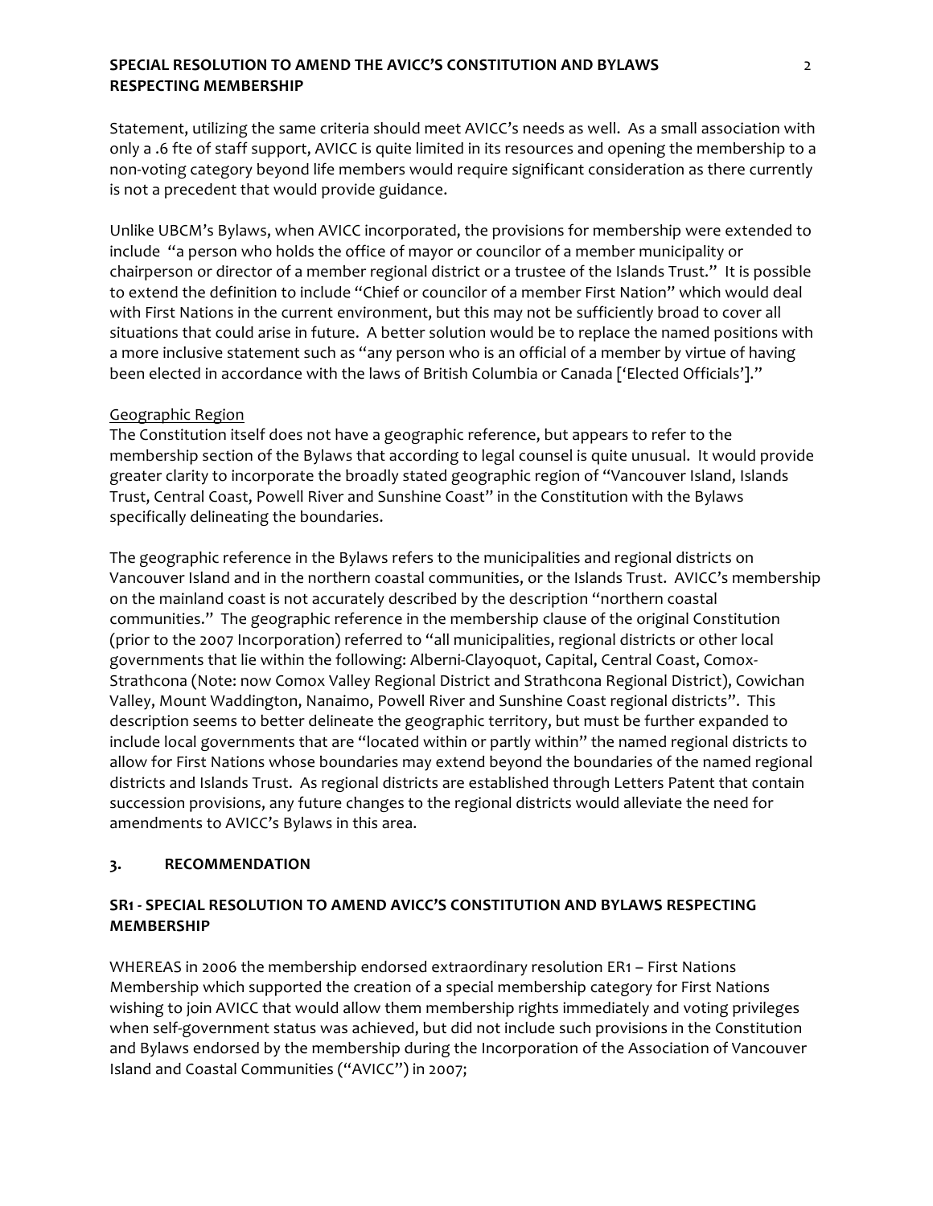Statement, utilizing the same criteria should meet AVICC's needs as well. As a small association with only a .6 fte of staff support, AVICC is quite limited in its resources and opening the membership to a non-voting category beyond life members would require significant consideration as there currently is not a precedent that would provide guidance.

Unlike UBCM's Bylaws, when AVICC incorporated, the provisions for membership were extended to include "a person who holds the office of mayor or councilor of a member municipality or chairperson or director of a member regional district or a trustee of the Islands Trust." It is possible to extend the definition to include "Chief or councilor of a member First Nation" which would deal with First Nations in the current environment, but this may not be sufficiently broad to cover all situations that could arise in future. A better solution would be to replace the named positions with a more inclusive statement such as "any person who is an official of a member by virtue of having been elected in accordance with the laws of British Columbia or Canada ['Elected Officials']."

<u>Geographic Region</u>

The Constitution itself does not have a geographic reference, but appears to refer to the membership section of the Bylaws that according to legal counsel is quite unusual. It would provide greater clarity to incorporate the broadly stated geographic region of "Vancouver Island, Islands Trust, Central Coast, Powell River and Sunshine Coast" in the Constitution with the Bylaws specifically delineating the boundaries.

The geographic reference in the Bylaws refers to the municipalities and regional districts on Vancouver Island and in the northern coastal communities, or the Islands Trust. AVICC's membership on the mainland coast is not accurately described by the description "northern coastal communities." The geographic reference in the membership clause of the original Constitution (prior to the 2007 Incorporation) referred to "all municipalities, regional districts or other local governments that lie within the following: Alberni-Clayoquot, Capital, Central Coast, Comox-Strathcona (Note: now Comox Valley Regional District and Strathcona Regional District), Cowichan Valley, Mount Waddington, Nanaimo, Powell River and Sunshine Coast regional districts". This description seems to better delineate the geographic territory, but must be further expanded to include local governments that are "located within or partly within" the named regional districts to allow for First Nations whose boundaries may extend beyond the boundaries of the named regional districts and Islands Trust. As regional districts are established through Letters Patent that contain succession provisions, any future changes to the regional districts would alleviate the need for amendments to AVICC's Bylaws in this area.

## 3. RECOMMENDATION

### SR1 - SPECIAL RESOLUTION TO AMEND AVICC'S CONSTITUTION AND BYLAWS RESPECTING MEMBERSHIP

WHEREAS in 2006 the membership endorsed extraordinary resolution ER1 – First Nations Membership which supported the creation of a special membership category for First Nations wishing to join AVICC that would allow them membership rights immediately and voting privileges when self-government status was achieved, but did not include such provisions in the Constitution and Bylaws endorsed by the membership during the Incorporation of the Association of Vancouver Island and Coastal Communities ("AVICC") in 2007;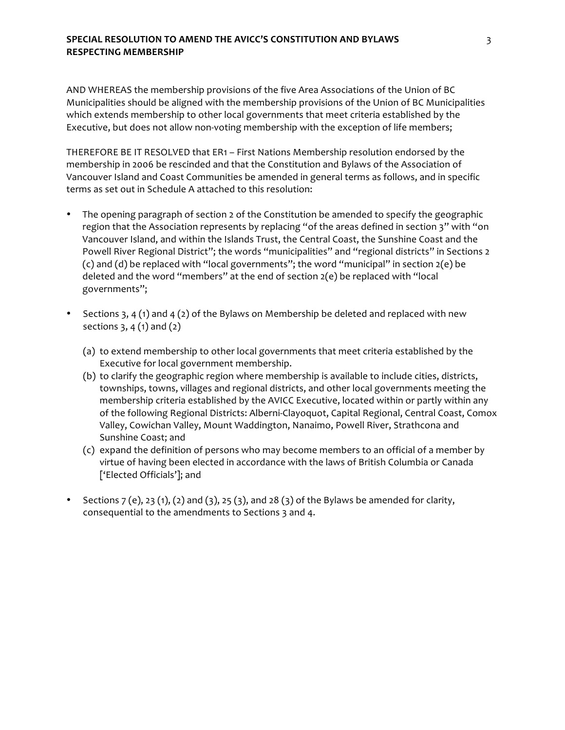AND WHEREAS the membership provisions of the five Area Associations of the Union of BC Municipalities should be aligned with the membership provisions of the Union of BC Municipalities which extends membership to other local governments that meet criteria established by the Executive, but does not allow non-voting membership with the exception of life members;

THEREFORE BE IT RESOLVED that ER1 – First Nations Membership resolution endorsed by the membership in 2006 be rescinded and that the Constitution and Bylaws of the Association of Vancouver Island and Coast Communities be amended in general terms as follows, and in specific terms as set out in Schedule A attached to this resolution:

- The opening paragraph of section 2 of the Constitution be amended to specify the geographic region that the Association represents by replacing "of the areas defined in section 3" with "on Vancouver Island, and within the Islands Trust, the Central Coast, the Sunshine Coast and the Powell River Regional District"; the words "municipalities" and "regional districts" in Sections 2 (c) and (d) be replaced with "local governments"; the word "municipal" in section 2(e) be deleted and the word "members" at the end of section 2(e) be replaced with "local governments";

- Sections 3, 4 (1) and 4 (2) of the Bylaws on Membership be deleted and replaced with new sections 3, 4 (1) and (2)

  (a) to extend membership to other local governments that meet criteria established by the Executive for local government membership.
  (b) to clarify the geographic region where membership is available to include cities, districts, townships, towns, villages and regional districts, and other local governments meeting the membership criteria established by the AVICC Executive, located within or partly within any of the following Regional Districts: Alberni-Clayoquot, Capital Regional, Central Coast, Comox Valley, Cowichan Valley, Mount Waddington, Nanaimo, Powell River, Strathcona and Sunshine Coast; and
  (c) expand the definition of persons who may become members to an official of a member by virtue of having been elected in accordance with the laws of British Columbia or Canada ['Elected Officials']; and

- Sections 7 (e), 23 (1), (2) and (3), 25 (3), and 28 (3) of the Bylaws be amended for clarity, consequential to the amendments to Sections 3 and 4.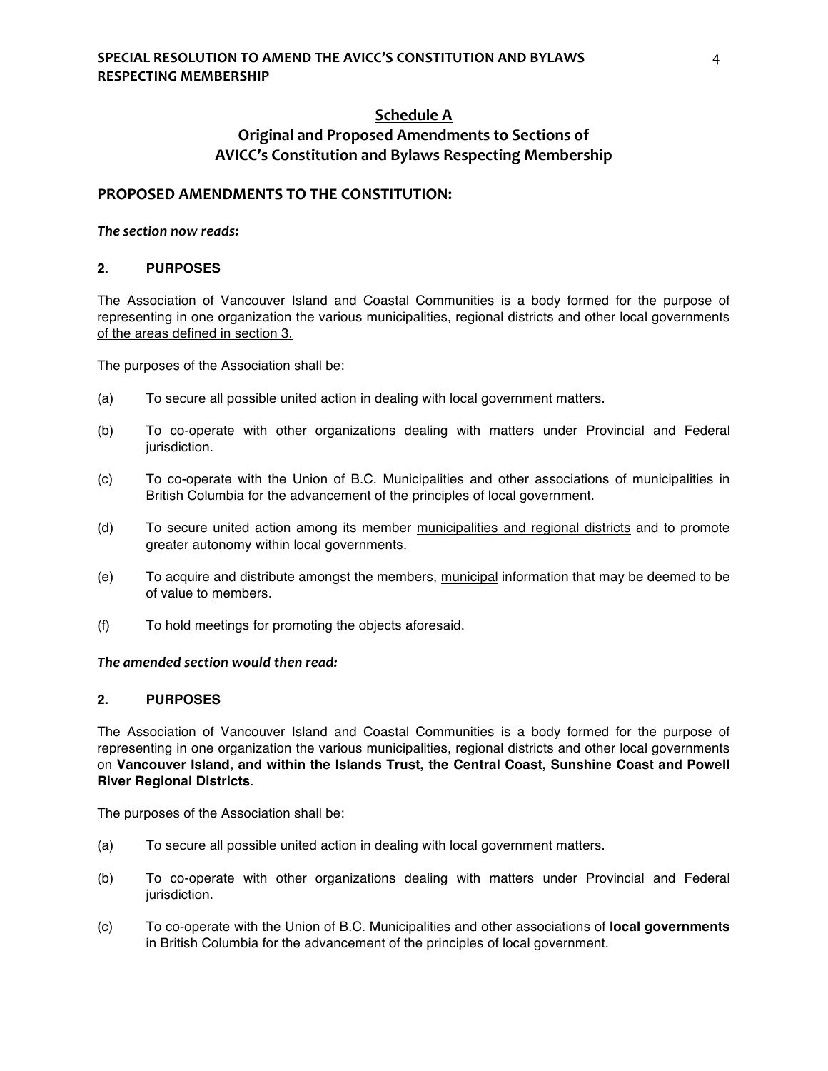## Schedule A

## Original and Proposed Amendments to Sections of AVICC's Constitution and Bylaws Respecting Membership

### PROPOSED AMENDMENTS TO THE CONSTITUTION:

***The section now reads:***

**2. PURPOSES**

The Association of Vancouver Island and Coastal Communities is a body formed for the purpose of representing in one organization the various municipalities, regional districts and other local governments <u>of the areas defined in section 3.</u>

The purposes of the Association shall be:

(a) To secure all possible united action in dealing with local government matters.

(b) To co-operate with other organizations dealing with matters under Provincial and Federal jurisdiction.

(c) To co-operate with the Union of B.C. Municipalities and other associations of <u>municipalities</u> in British Columbia for the advancement of the principles of local government.

(d) To secure united action among its member <u>municipalities and regional districts</u> and to promote greater autonomy within local governments.

(e) To acquire and distribute amongst the members, <u>municipal</u> information that may be deemed to be of value to <u>members</u>.

(f) To hold meetings for promoting the objects aforesaid.

***The amended section would then read:***

**2. PURPOSES**

The Association of Vancouver Island and Coastal Communities is a body formed for the purpose of representing in one organization the various municipalities, regional districts and other local governments on **Vancouver Island, and within the Islands Trust, the Central Coast, Sunshine Coast and Powell River Regional Districts**.

The purposes of the Association shall be:

(a) To secure all possible united action in dealing with local government matters.

(b) To co-operate with other organizations dealing with matters under Provincial and Federal jurisdiction.

(c) To co-operate with the Union of B.C. Municipalities and other associations of **local governments** in British Columbia for the advancement of the principles of local government.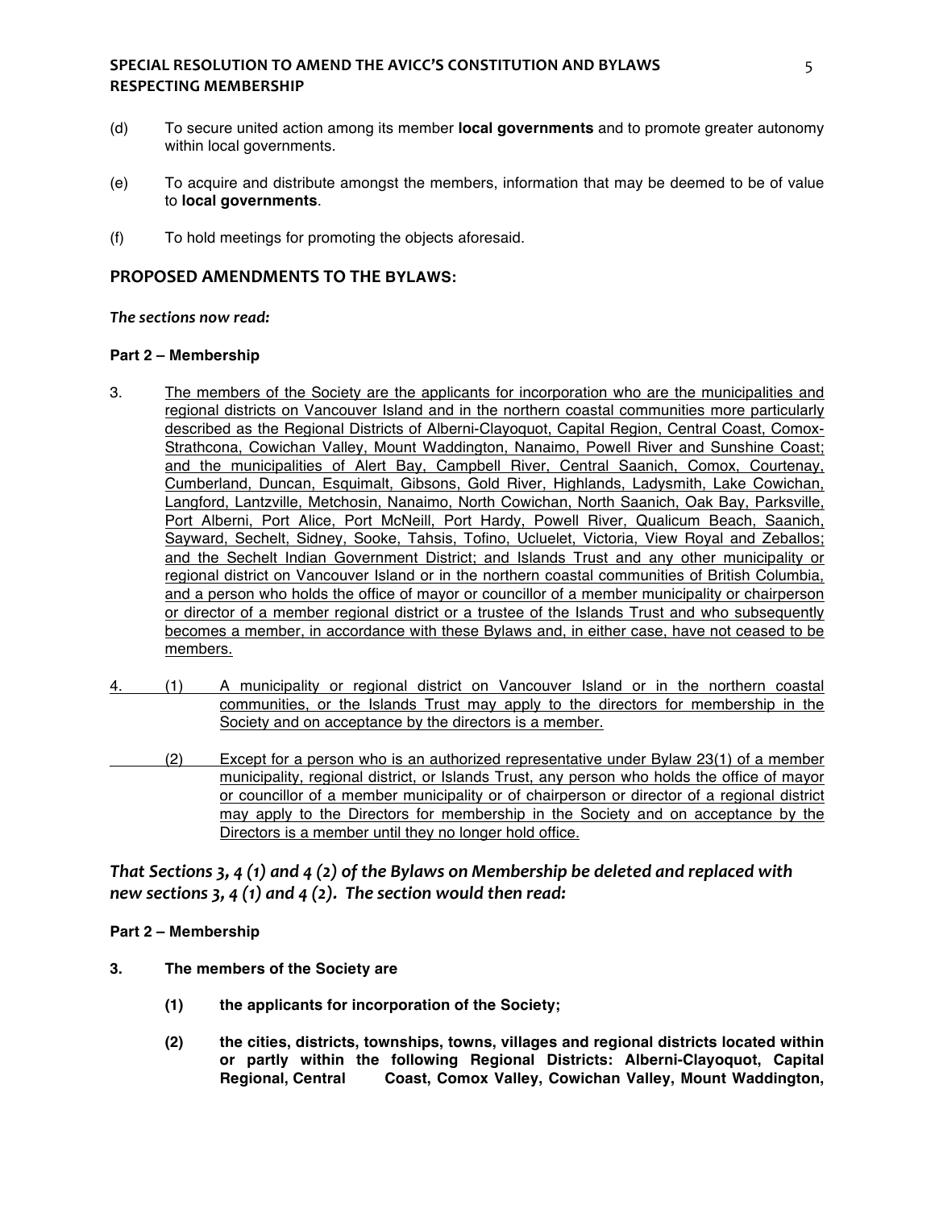(d) To secure united action among its member **local governments** and to promote greater autonomy within local governments.

(e) To acquire and distribute amongst the members, information that may be deemed to be of value to **local governments**.

(f) To hold meetings for promoting the objects aforesaid.

## PROPOSED AMENDMENTS TO THE BYLAWS:

***The sections now read:***

**Part 2 – Membership**

3. The members of the Society are the applicants for incorporation who are the municipalities and regional districts on Vancouver Island and in the northern coastal communities more particularly described as the Regional Districts of Alberni-Clayoquot, Capital Region, Central Coast, Comox-Strathcona, Cowichan Valley, Mount Waddington, Nanaimo, Powell River and Sunshine Coast; and the municipalities of Alert Bay, Campbell River, Central Saanich, Comox, Courtenay, Cumberland, Duncan, Esquimalt, Gibsons, Gold River, Highlands, Ladysmith, Lake Cowichan, Langford, Lantzville, Metchosin, Nanaimo, North Cowichan, North Saanich, Oak Bay, Parksville, Port Alberni, Port Alice, Port McNeill, Port Hardy, Powell River, Qualicum Beach, Saanich, Sayward, Sechelt, Sidney, Sooke, Tahsis, Tofino, Ucluelet, Victoria, View Royal and Zeballos; and the Sechelt Indian Government District; and Islands Trust and any other municipality or regional district on Vancouver Island or in the northern coastal communities of British Columbia, and a person who holds the office of mayor or councillor of a member municipality or chairperson or director of a member regional district or a trustee of the Islands Trust and who subsequently becomes a member, in accordance with these Bylaws and, in either case, have not ceased to be members.

4. (1) A municipality or regional district on Vancouver Island or in the northern coastal communities, or the Islands Trust may apply to the directors for membership in the Society and on acceptance by the directors is a member.

   (2) Except for a person who is an authorized representative under Bylaw 23(1) of a member municipality, regional district, or Islands Trust, any person who holds the office of mayor or councillor of a member municipality or of chairperson or director of a regional district may apply to the Directors for membership in the Society and on acceptance by the Directors is a member until they no longer hold office.

### *That Sections 3, 4 (1) and 4 (2) of the Bylaws on Membership be deleted and replaced with new sections 3, 4 (1) and 4 (2). The section would then read:*

**Part 2 – Membership**

**3. The members of the Society are**

**(1) the applicants for incorporation of the Society;**

**(2) the cities, districts, townships, towns, villages and regional districts located within or partly within the following Regional Districts: Alberni-Clayoquot, Capital Regional, Central Coast, Comox Valley, Cowichan Valley, Mount Waddington,**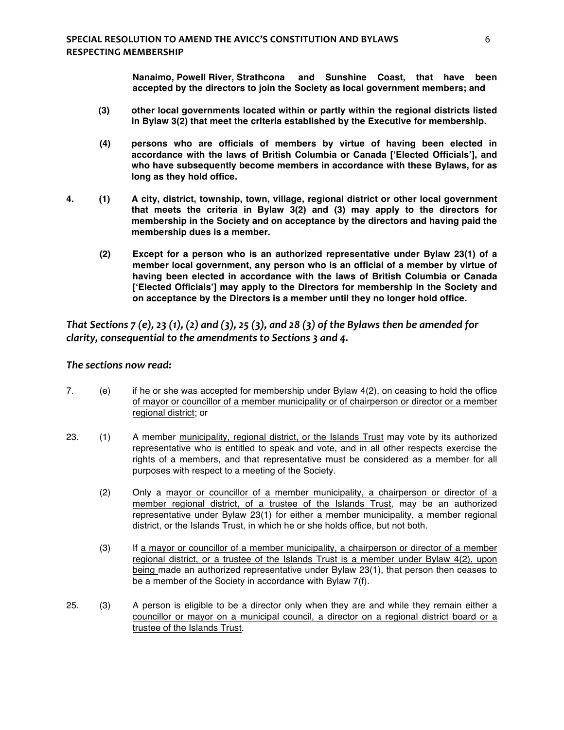**Nanaimo, Powell River, Strathcona and Sunshine Coast, that have been accepted by the directors to join the Society as local government members; and**

**(3) other local governments located within or partly within the regional districts listed in Bylaw 3(2) that meet the criteria established by the Executive for membership.**

**(4) persons who are officials of members by virtue of having been elected in accordance with the laws of British Columbia or Canada ['Elected Officials'], and who have subsequently become members in accordance with these Bylaws, for as long as they hold office.**

**4. (1) A city, district, township, town, village, regional district or other local government that meets the criteria in Bylaw 3(2) and (3) may apply to the directors for membership in the Society and on acceptance by the directors and having paid the membership dues is a member.**

**(2) Except for a person who is an authorized representative under Bylaw 23(1) of a member local government, any person who is an official of a member by virtue of having been elected in accordance with the laws of British Columbia or Canada ['Elected Officials'] may apply to the Directors for membership in the Society and on acceptance by the Directors is a member until they no longer hold office.**

***That Sections 7 (e), 23 (1), (2) and (3), 25 (3), and 28 (3) of the Bylaws then be amended for clarity, consequential to the amendments to Sections 3 and 4.***

***The sections now read:***

7. (e) if he or she was accepted for membership under Bylaw 4(2), on ceasing to hold the office <u>of mayor or councillor of a member municipality or of chairperson or director or a member regional district</u>; or

23. (1) A member <u>municipality, regional district, or the Islands Trust</u> may vote by its authorized representative who is entitled to speak and vote, and in all other respects exercise the rights of a members, and that representative must be considered as a member for all purposes with respect to a meeting of the Society.

(2) Only a <u>mayor or councillor of a member municipality, a chairperson or director of a member regional district, of a trustee of the Islands Trust</u>, may be an authorized representative under Bylaw 23(1) for either a member municipality, a member regional district, or the Islands Trust, in which he or she holds office, but not both.

(3) If <u>a mayor or councillor of a member municipality, a chairperson or director of a member regional district, or a trustee of the Islands Trust is a member under Bylaw 4(2), upon being</u> made an authorized representative under Bylaw 23(1), that person then ceases to be a member of the Society in accordance with Bylaw 7(f).

25. (3) A person is eligible to be a director only when they are and while they remain <u>either a councillor or mayor on a municipal council, a director on a regional district board or a trustee of the Islands Trust</u>.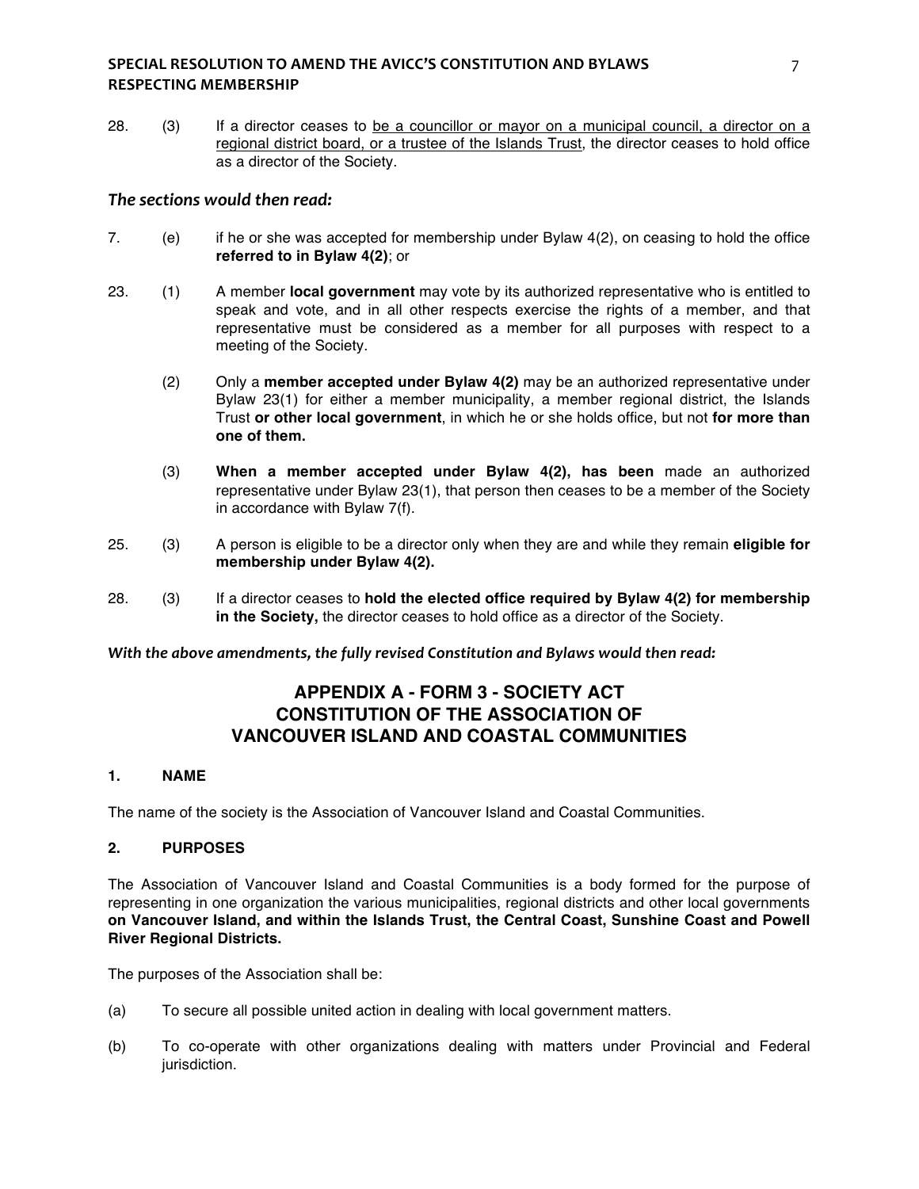28. (3) If a director ceases to <u>be a councillor or mayor on a municipal council, a director on a regional district board, or a trustee of the Islands Trust</u>, the director ceases to hold office as a director of the Society.

***The sections would then read:***

7. (e) if he or she was accepted for membership under Bylaw 4(2), on ceasing to hold the office **referred to in Bylaw 4(2)**; or

23. (1) A member **local government** may vote by its authorized representative who is entitled to speak and vote, and in all other respects exercise the rights of a member, and that representative must be considered as a member for all purposes with respect to a meeting of the Society.

(2) Only a **member accepted under Bylaw 4(2)** may be an authorized representative under Bylaw 23(1) for either a member municipality, a member regional district, the Islands Trust **or other local government**, in which he or she holds office, but not **for more than one of them.**

(3) **When a member accepted under Bylaw 4(2), has been** made an authorized representative under Bylaw 23(1), that person then ceases to be a member of the Society in accordance with Bylaw 7(f).

25. (3) A person is eligible to be a director only when they are and while they remain **eligible for membership under Bylaw 4(2).**

28. (3) If a director ceases to **hold the elected office required by Bylaw 4(2) for membership in the Society,** the director ceases to hold office as a director of the Society.

***With the above amendments, the fully revised Constitution and Bylaws would then read:***

## APPENDIX A - FORM 3 - SOCIETY ACT
## CONSTITUTION OF THE ASSOCIATION OF VANCOUVER ISLAND AND COASTAL COMMUNITIES

### 1. NAME

The name of the society is the Association of Vancouver Island and Coastal Communities.

### 2. PURPOSES

The Association of Vancouver Island and Coastal Communities is a body formed for the purpose of representing in one organization the various municipalities, regional districts and other local governments **on Vancouver Island, and within the Islands Trust, the Central Coast, Sunshine Coast and Powell River Regional Districts.**

The purposes of the Association shall be:

(a) To secure all possible united action in dealing with local government matters.

(b) To co-operate with other organizations dealing with matters under Provincial and Federal jurisdiction.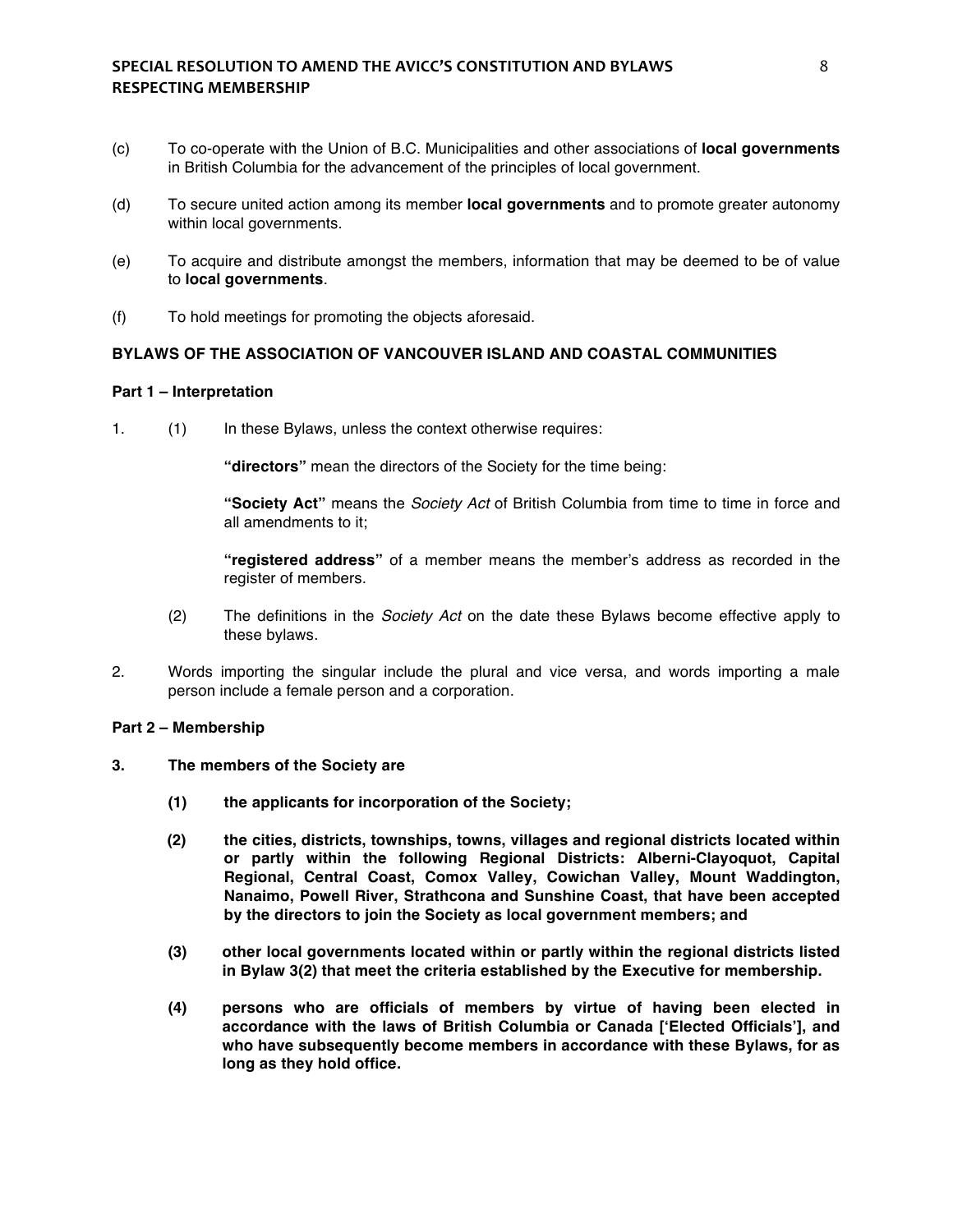(c) To co-operate with the Union of B.C. Municipalities and other associations of **local governments** in British Columbia for the advancement of the principles of local government.

(d) To secure united action among its member **local governments** and to promote greater autonomy within local governments.

(e) To acquire and distribute amongst the members, information that may be deemed to be of value to **local governments**.

(f) To hold meetings for promoting the objects aforesaid.

**BYLAWS OF THE ASSOCIATION OF VANCOUVER ISLAND AND COASTAL COMMUNITIES**

**Part 1 – Interpretation**

1. (1) In these Bylaws, unless the context otherwise requires:

   **"directors"** mean the directors of the Society for the time being:

   **"Society Act"** means the *Society Act* of British Columbia from time to time in force and all amendments to it;

   **"registered address"** of a member means the member's address as recorded in the register of members.

   (2) The definitions in the *Society Act* on the date these Bylaws become effective apply to these bylaws.

2. Words importing the singular include the plural and vice versa, and words importing a male person include a female person and a corporation.

**Part 2 – Membership**

**3. The members of the Society are**

   **(1) the applicants for incorporation of the Society;**

   **(2) the cities, districts, townships, towns, villages and regional districts located within or partly within the following Regional Districts: Alberni-Clayoquot, Capital Regional, Central Coast, Comox Valley, Cowichan Valley, Mount Waddington, Nanaimo, Powell River, Strathcona and Sunshine Coast, that have been accepted by the directors to join the Society as local government members; and**

   **(3) other local governments located within or partly within the regional districts listed in Bylaw 3(2) that meet the criteria established by the Executive for membership.**

   **(4) persons who are officials of members by virtue of having been elected in accordance with the laws of British Columbia or Canada ['Elected Officials'], and who have subsequently become members in accordance with these Bylaws, for as long as they hold office.**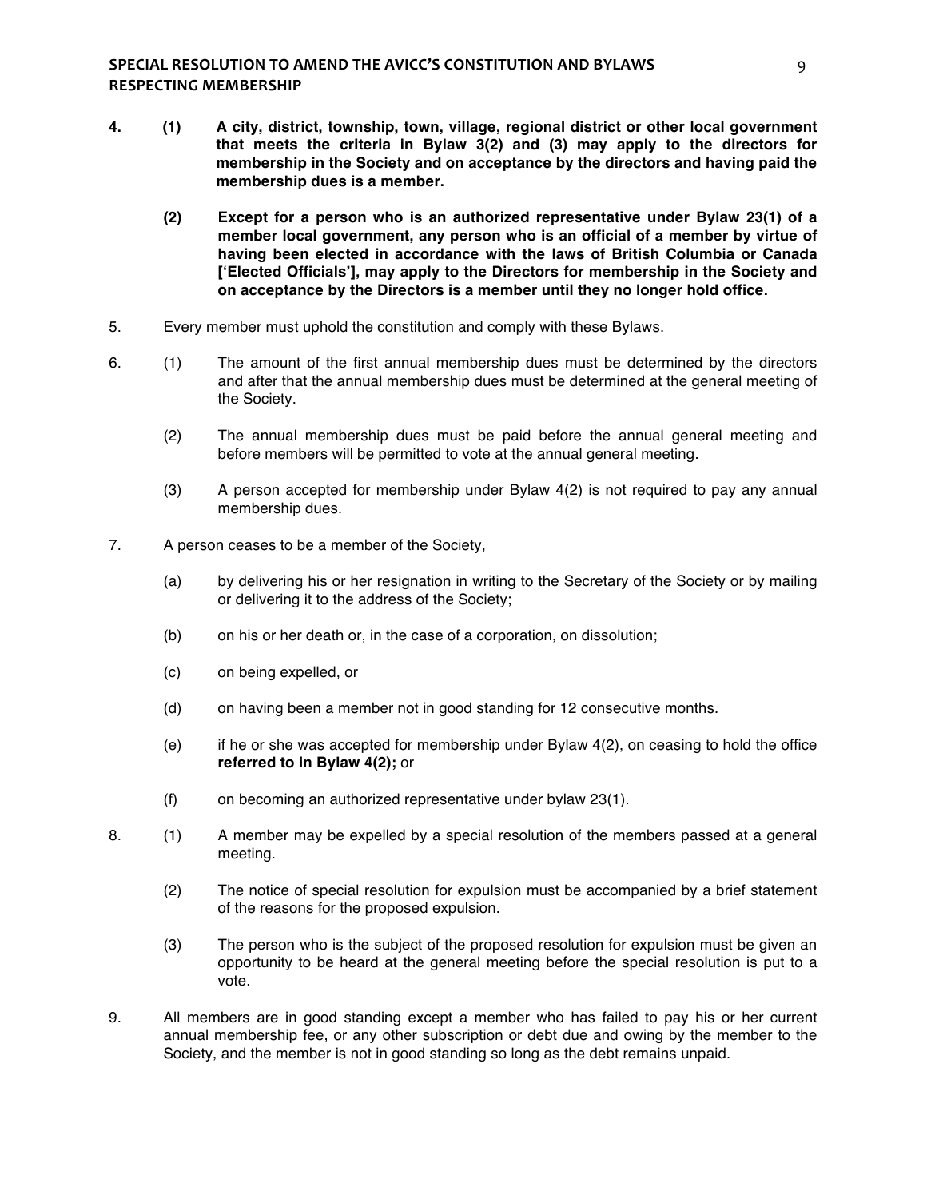**4. (1) A city, district, township, town, village, regional district or other local government that meets the criteria in Bylaw 3(2) and (3) may apply to the directors for membership in the Society and on acceptance by the directors and having paid the membership dues is a member.**

**(2) Except for a person who is an authorized representative under Bylaw 23(1) of a member local government, any person who is an official of a member by virtue of having been elected in accordance with the laws of British Columbia or Canada ['Elected Officials'], may apply to the Directors for membership in the Society and on acceptance by the Directors is a member until they no longer hold office.**

5. Every member must uphold the constitution and comply with these Bylaws.

6. (1) The amount of the first annual membership dues must be determined by the directors and after that the annual membership dues must be determined at the general meeting of the Society.

(2) The annual membership dues must be paid before the annual general meeting and before members will be permitted to vote at the annual general meeting.

(3) A person accepted for membership under Bylaw 4(2) is not required to pay any annual membership dues.

7. A person ceases to be a member of the Society,

(a) by delivering his or her resignation in writing to the Secretary of the Society or by mailing or delivering it to the address of the Society;

(b) on his or her death or, in the case of a corporation, on dissolution;

(c) on being expelled, or

(d) on having been a member not in good standing for 12 consecutive months.

(e) if he or she was accepted for membership under Bylaw 4(2), on ceasing to hold the office **referred to in Bylaw 4(2);** or

(f) on becoming an authorized representative under bylaw 23(1).

8. (1) A member may be expelled by a special resolution of the members passed at a general meeting.

(2) The notice of special resolution for expulsion must be accompanied by a brief statement of the reasons for the proposed expulsion.

(3) The person who is the subject of the proposed resolution for expulsion must be given an opportunity to be heard at the general meeting before the special resolution is put to a vote.

9. All members are in good standing except a member who has failed to pay his or her current annual membership fee, or any other subscription or debt due and owing by the member to the Society, and the member is not in good standing so long as the debt remains unpaid.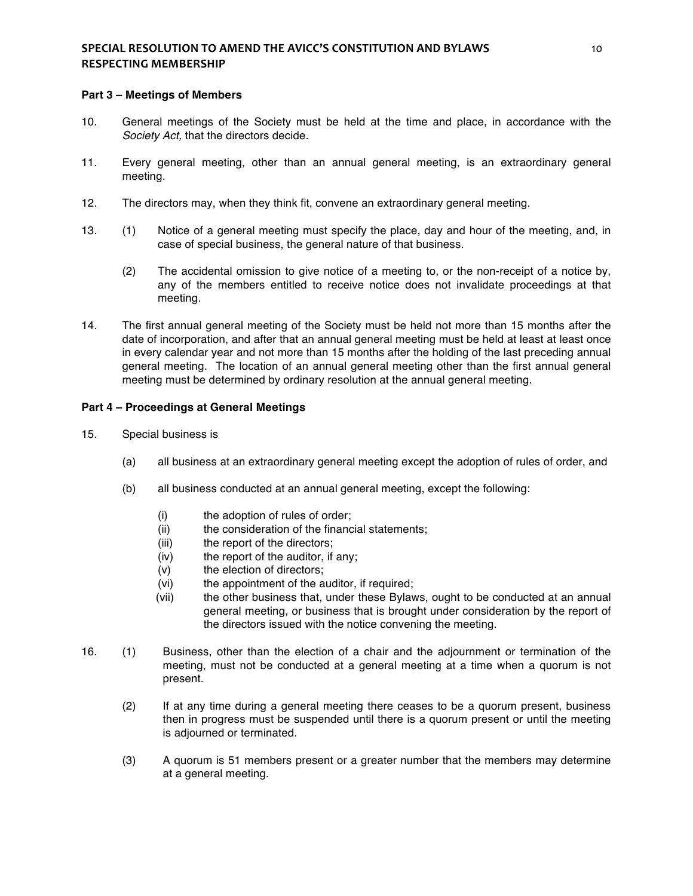**Part 3 – Meetings of Members**

10. General meetings of the Society must be held at the time and place, in accordance with the *Society Act,* that the directors decide.

11. Every general meeting, other than an annual general meeting, is an extraordinary general meeting.

12. The directors may, when they think fit, convene an extraordinary general meeting.

13. (1) Notice of a general meeting must specify the place, day and hour of the meeting, and, in case of special business, the general nature of that business.

    (2) The accidental omission to give notice of a meeting to, or the non-receipt of a notice by, any of the members entitled to receive notice does not invalidate proceedings at that meeting.

14. The first annual general meeting of the Society must be held not more than 15 months after the date of incorporation, and after that an annual general meeting must be held at least at least once in every calendar year and not more than 15 months after the holding of the last preceding annual general meeting. The location of an annual general meeting other than the first annual general meeting must be determined by ordinary resolution at the annual general meeting.

**Part 4 – Proceedings at General Meetings**

15. Special business is

    (a) all business at an extraordinary general meeting except the adoption of rules of order, and

    (b) all business conducted at an annual general meeting, except the following:

        (i) the adoption of rules of order;
        (ii) the consideration of the financial statements;
        (iii) the report of the directors;
        (iv) the report of the auditor, if any;
        (v) the election of directors;
        (vi) the appointment of the auditor, if required;
        (vii) the other business that, under these Bylaws, ought to be conducted at an annual general meeting, or business that is brought under consideration by the report of the directors issued with the notice convening the meeting.

16. (1) Business, other than the election of a chair and the adjournment or termination of the meeting, must not be conducted at a general meeting at a time when a quorum is not present.

    (2) If at any time during a general meeting there ceases to be a quorum present, business then in progress must be suspended until there is a quorum present or until the meeting is adjourned or terminated.

    (3) A quorum is 51 members present or a greater number that the members may determine at a general meeting.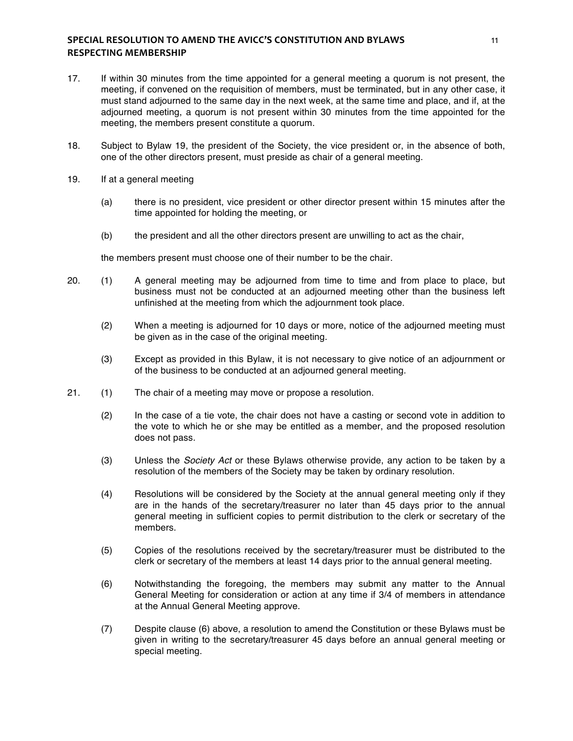17. If within 30 minutes from the time appointed for a general meeting a quorum is not present, the meeting, if convened on the requisition of members, must be terminated, but in any other case, it must stand adjourned to the same day in the next week, at the same time and place, and if, at the adjourned meeting, a quorum is not present within 30 minutes from the time appointed for the meeting, the members present constitute a quorum.

18. Subject to Bylaw 19, the president of the Society, the vice president or, in the absence of both, one of the other directors present, must preside as chair of a general meeting.

19. If at a general meeting

    (a) there is no president, vice president or other director present within 15 minutes after the time appointed for holding the meeting, or

    (b) the president and all the other directors present are unwilling to act as the chair,

    the members present must choose one of their number to be the chair.

20. (1) A general meeting may be adjourned from time to time and from place to place, but business must not be conducted at an adjourned meeting other than the business left unfinished at the meeting from which the adjournment took place.

    (2) When a meeting is adjourned for 10 days or more, notice of the adjourned meeting must be given as in the case of the original meeting.

    (3) Except as provided in this Bylaw, it is not necessary to give notice of an adjournment or of the business to be conducted at an adjourned general meeting.

21. (1) The chair of a meeting may move or propose a resolution.

    (2) In the case of a tie vote, the chair does not have a casting or second vote in addition to the vote to which he or she may be entitled as a member, and the proposed resolution does not pass.

    (3) Unless the *Society Act* or these Bylaws otherwise provide, any action to be taken by a resolution of the members of the Society may be taken by ordinary resolution.

    (4) Resolutions will be considered by the Society at the annual general meeting only if they are in the hands of the secretary/treasurer no later than 45 days prior to the annual general meeting in sufficient copies to permit distribution to the clerk or secretary of the members.

    (5) Copies of the resolutions received by the secretary/treasurer must be distributed to the clerk or secretary of the members at least 14 days prior to the annual general meeting.

    (6) Notwithstanding the foregoing, the members may submit any matter to the Annual General Meeting for consideration or action at any time if 3/4 of members in attendance at the Annual General Meeting approve.

    (7) Despite clause (6) above, a resolution to amend the Constitution or these Bylaws must be given in writing to the secretary/treasurer 45 days before an annual general meeting or special meeting.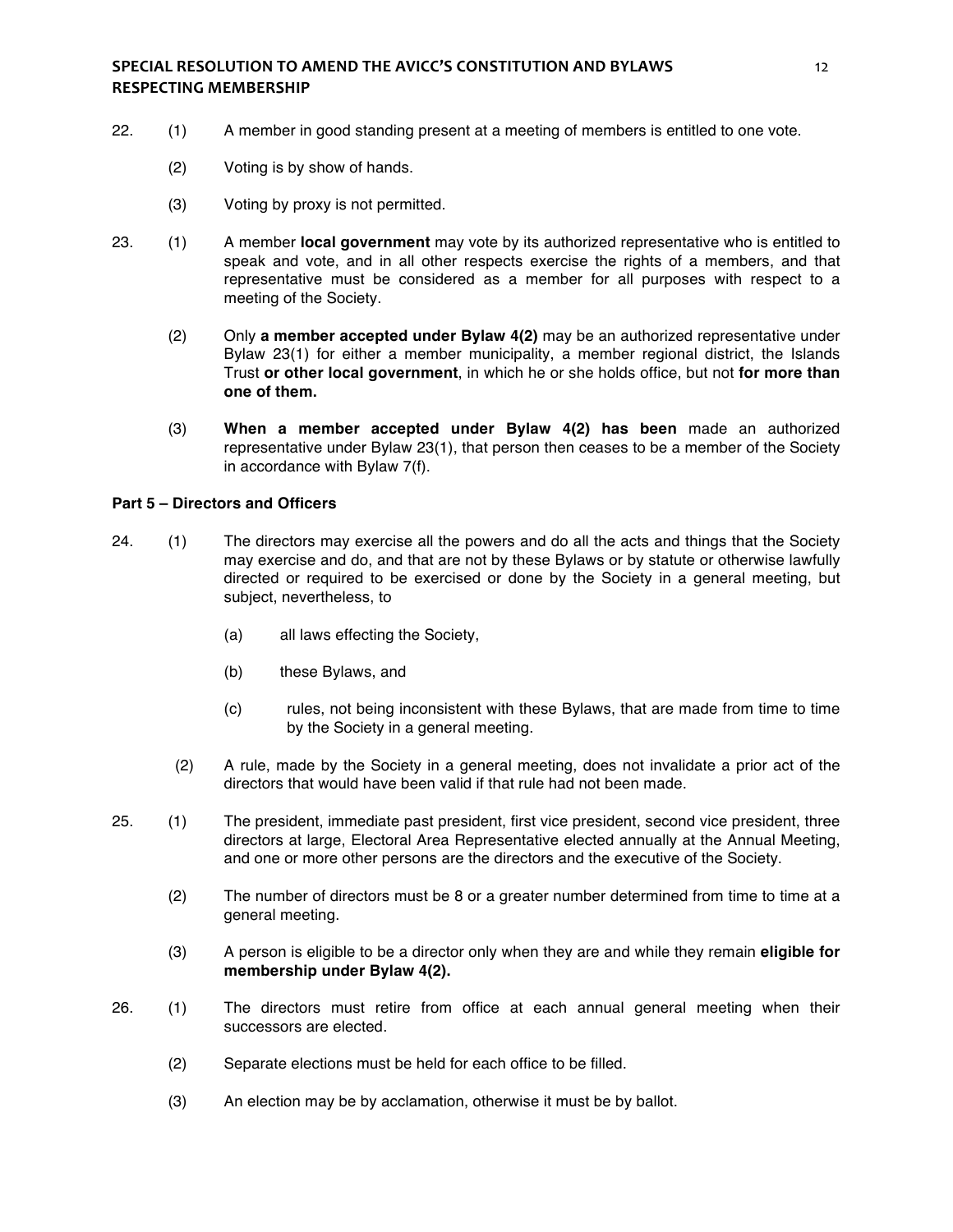22. (1) A member in good standing present at a meeting of members is entitled to one vote.

    (2) Voting is by show of hands.

    (3) Voting by proxy is not permitted.

23. (1) A member **local government** may vote by its authorized representative who is entitled to speak and vote, and in all other respects exercise the rights of a members, and that representative must be considered as a member for all purposes with respect to a meeting of the Society.

    (2) Only **a member accepted under Bylaw 4(2)** may be an authorized representative under Bylaw 23(1) for either a member municipality, a member regional district, the Islands Trust **or other local government**, in which he or she holds office, but not **for more than one of them.**

    (3) **When a member accepted under Bylaw 4(2) has been** made an authorized representative under Bylaw 23(1), that person then ceases to be a member of the Society in accordance with Bylaw 7(f).

**Part 5 – Directors and Officers**

24. (1) The directors may exercise all the powers and do all the acts and things that the Society may exercise and do, and that are not by these Bylaws or by statute or otherwise lawfully directed or required to be exercised or done by the Society in a general meeting, but subject, nevertheless, to

    (a) all laws effecting the Society,

    (b) these Bylaws, and

    (c) rules, not being inconsistent with these Bylaws, that are made from time to time by the Society in a general meeting.

    (2) A rule, made by the Society in a general meeting, does not invalidate a prior act of the directors that would have been valid if that rule had not been made.

25. (1) The president, immediate past president, first vice president, second vice president, three directors at large, Electoral Area Representative elected annually at the Annual Meeting, and one or more other persons are the directors and the executive of the Society.

    (2) The number of directors must be 8 or a greater number determined from time to time at a general meeting.

    (3) A person is eligible to be a director only when they are and while they remain **eligible for membership under Bylaw 4(2).**

26. (1) The directors must retire from office at each annual general meeting when their successors are elected.

    (2) Separate elections must be held for each office to be filled.

    (3) An election may be by acclamation, otherwise it must be by ballot.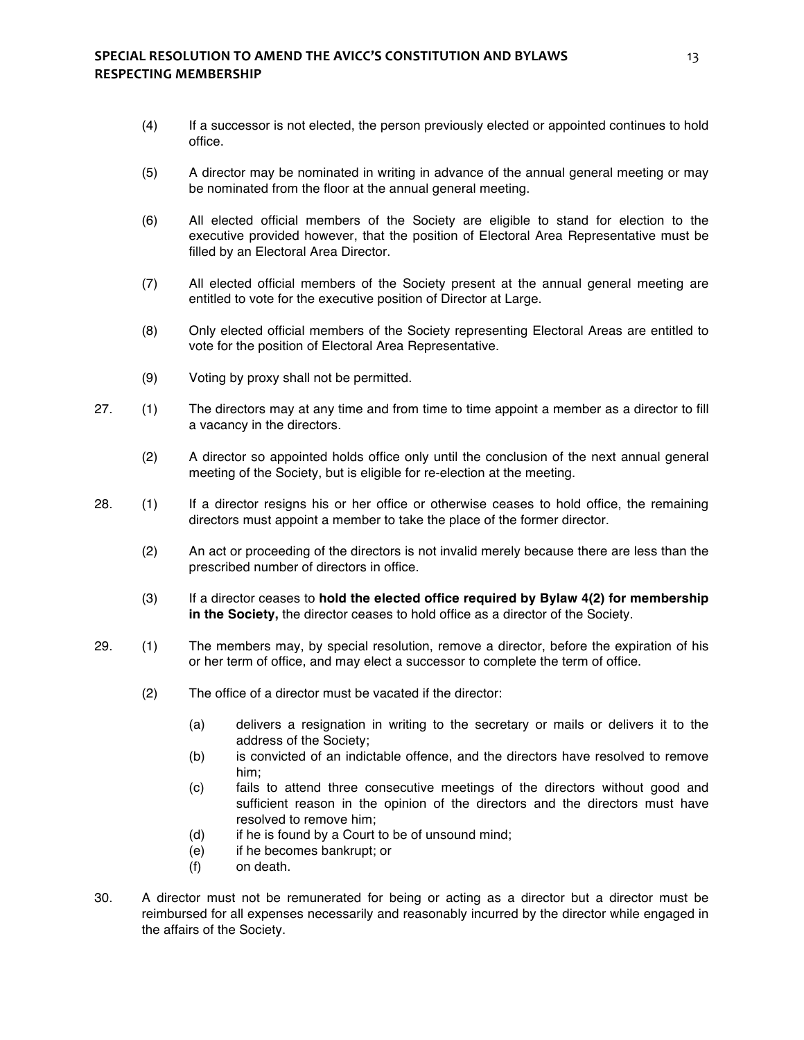(4) If a successor is not elected, the person previously elected or appointed continues to hold office.

(5) A director may be nominated in writing in advance of the annual general meeting or may be nominated from the floor at the annual general meeting.

(6) All elected official members of the Society are eligible to stand for election to the executive provided however, that the position of Electoral Area Representative must be filled by an Electoral Area Director.

(7) All elected official members of the Society present at the annual general meeting are entitled to vote for the executive position of Director at Large.

(8) Only elected official members of the Society representing Electoral Areas are entitled to vote for the position of Electoral Area Representative.

(9) Voting by proxy shall not be permitted.

27. (1) The directors may at any time and from time to time appoint a member as a director to fill a vacancy in the directors.

(2) A director so appointed holds office only until the conclusion of the next annual general meeting of the Society, but is eligible for re-election at the meeting.

28. (1) If a director resigns his or her office or otherwise ceases to hold office, the remaining directors must appoint a member to take the place of the former director.

(2) An act or proceeding of the directors is not invalid merely because there are less than the prescribed number of directors in office.

(3) If a director ceases to **hold the elected office required by Bylaw 4(2) for membership in the Society,** the director ceases to hold office as a director of the Society.

29. (1) The members may, by special resolution, remove a director, before the expiration of his or her term of office, and may elect a successor to complete the term of office.

(2) The office of a director must be vacated if the director:

(a) delivers a resignation in writing to the secretary or mails or delivers it to the address of the Society;
(b) is convicted of an indictable offence, and the directors have resolved to remove him;
(c) fails to attend three consecutive meetings of the directors without good and sufficient reason in the opinion of the directors and the directors must have resolved to remove him;
(d) if he is found by a Court to be of unsound mind;
(e) if he becomes bankrupt; or
(f) on death.

30. A director must not be remunerated for being or acting as a director but a director must be reimbursed for all expenses necessarily and reasonably incurred by the director while engaged in the affairs of the Society.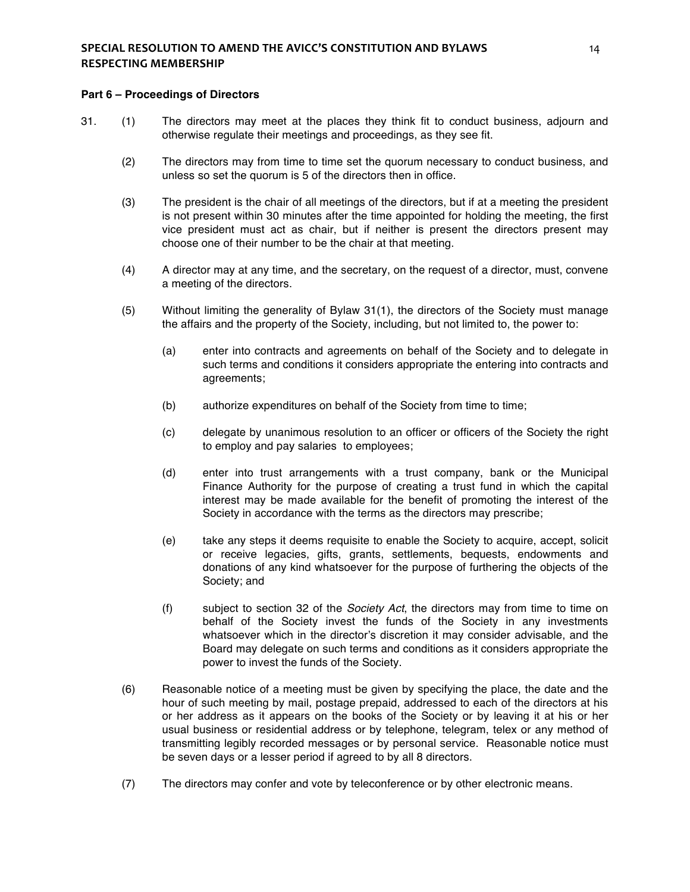**Part 6 – Proceedings of Directors**

31. (1) The directors may meet at the places they think fit to conduct business, adjourn and otherwise regulate their meetings and proceedings, as they see fit.

(2) The directors may from time to time set the quorum necessary to conduct business, and unless so set the quorum is 5 of the directors then in office.

(3) The president is the chair of all meetings of the directors, but if at a meeting the president is not present within 30 minutes after the time appointed for holding the meeting, the first vice president must act as chair, but if neither is present the directors present may choose one of their number to be the chair at that meeting.

(4) A director may at any time, and the secretary, on the request of a director, must, convene a meeting of the directors.

(5) Without limiting the generality of Bylaw 31(1), the directors of the Society must manage the affairs and the property of the Society, including, but not limited to, the power to:

(a) enter into contracts and agreements on behalf of the Society and to delegate in such terms and conditions it considers appropriate the entering into contracts and agreements;

(b) authorize expenditures on behalf of the Society from time to time;

(c) delegate by unanimous resolution to an officer or officers of the Society the right to employ and pay salaries to employees;

(d) enter into trust arrangements with a trust company, bank or the Municipal Finance Authority for the purpose of creating a trust fund in which the capital interest may be made available for the benefit of promoting the interest of the Society in accordance with the terms as the directors may prescribe;

(e) take any steps it deems requisite to enable the Society to acquire, accept, solicit or receive legacies, gifts, grants, settlements, bequests, endowments and donations of any kind whatsoever for the purpose of furthering the objects of the Society; and

(f) subject to section 32 of the *Society Act*, the directors may from time to time on behalf of the Society invest the funds of the Society in any investments whatsoever which in the director's discretion it may consider advisable, and the Board may delegate on such terms and conditions as it considers appropriate the power to invest the funds of the Society.

(6) Reasonable notice of a meeting must be given by specifying the place, the date and the hour of such meeting by mail, postage prepaid, addressed to each of the directors at his or her address as it appears on the books of the Society or by leaving it at his or her usual business or residential address or by telephone, telegram, telex or any method of transmitting legibly recorded messages or by personal service. Reasonable notice must be seven days or a lesser period if agreed to by all 8 directors.

(7) The directors may confer and vote by teleconference or by other electronic means.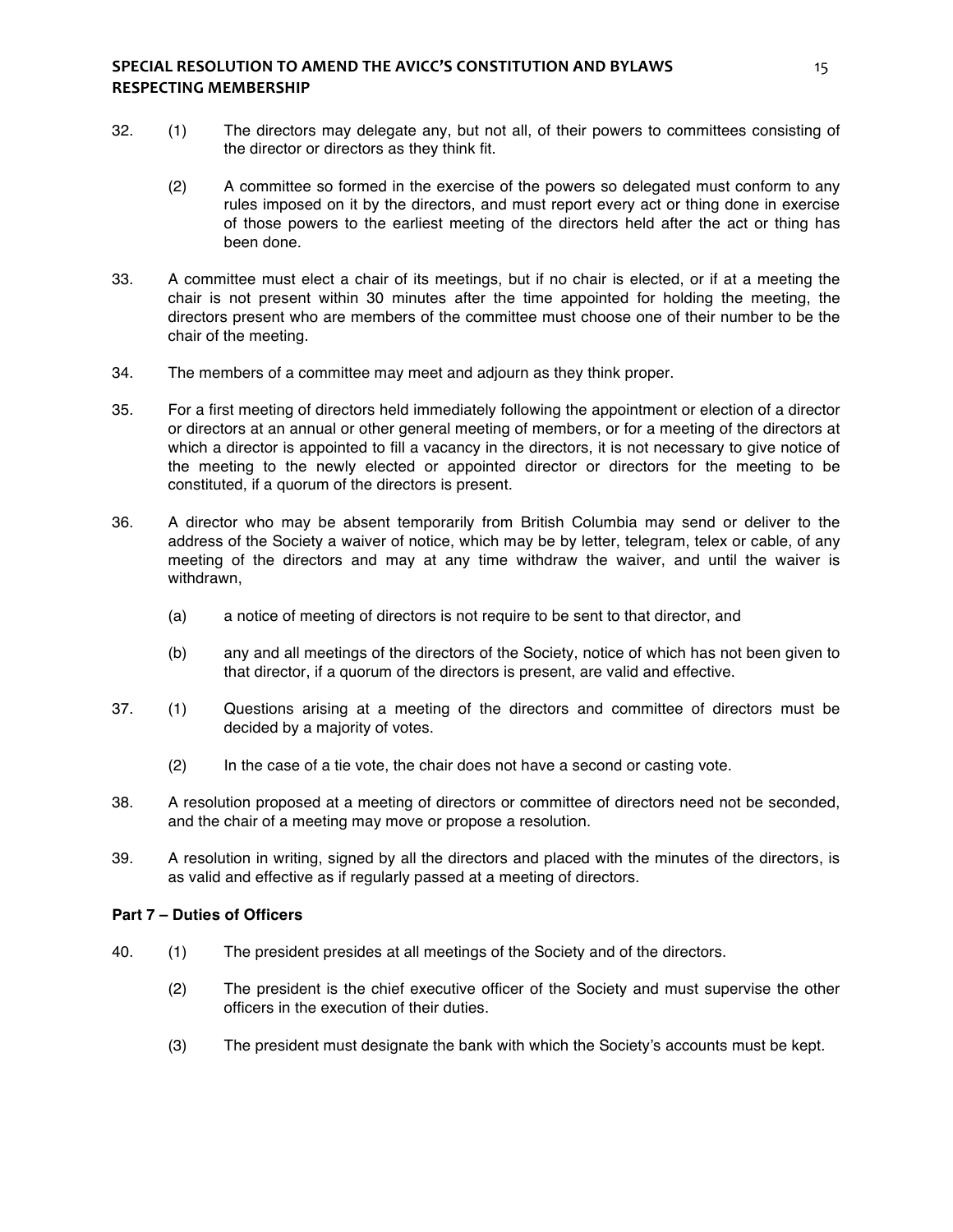32. (1) The directors may delegate any, but not all, of their powers to committees consisting of the director or directors as they think fit.

    (2) A committee so formed in the exercise of the powers so delegated must conform to any rules imposed on it by the directors, and must report every act or thing done in exercise of those powers to the earliest meeting of the directors held after the act or thing has been done.

33. A committee must elect a chair of its meetings, but if no chair is elected, or if at a meeting the chair is not present within 30 minutes after the time appointed for holding the meeting, the directors present who are members of the committee must choose one of their number to be the chair of the meeting.

34. The members of a committee may meet and adjourn as they think proper.

35. For a first meeting of directors held immediately following the appointment or election of a director or directors at an annual or other general meeting of members, or for a meeting of the directors at which a director is appointed to fill a vacancy in the directors, it is not necessary to give notice of the meeting to the newly elected or appointed director or directors for the meeting to be constituted, if a quorum of the directors is present.

36. A director who may be absent temporarily from British Columbia may send or deliver to the address of the Society a waiver of notice, which may be by letter, telegram, telex or cable, of any meeting of the directors and may at any time withdraw the waiver, and until the waiver is withdrawn,

    (a) a notice of meeting of directors is not require to be sent to that director, and

    (b) any and all meetings of the directors of the Society, notice of which has not been given to that director, if a quorum of the directors is present, are valid and effective.

37. (1) Questions arising at a meeting of the directors and committee of directors must be decided by a majority of votes.

    (2) In the case of a tie vote, the chair does not have a second or casting vote.

38. A resolution proposed at a meeting of directors or committee of directors need not be seconded, and the chair of a meeting may move or propose a resolution.

39. A resolution in writing, signed by all the directors and placed with the minutes of the directors, is as valid and effective as if regularly passed at a meeting of directors.

**Part 7 – Duties of Officers**

40. (1) The president presides at all meetings of the Society and of the directors.

    (2) The president is the chief executive officer of the Society and must supervise the other officers in the execution of their duties.

    (3) The president must designate the bank with which the Society's accounts must be kept.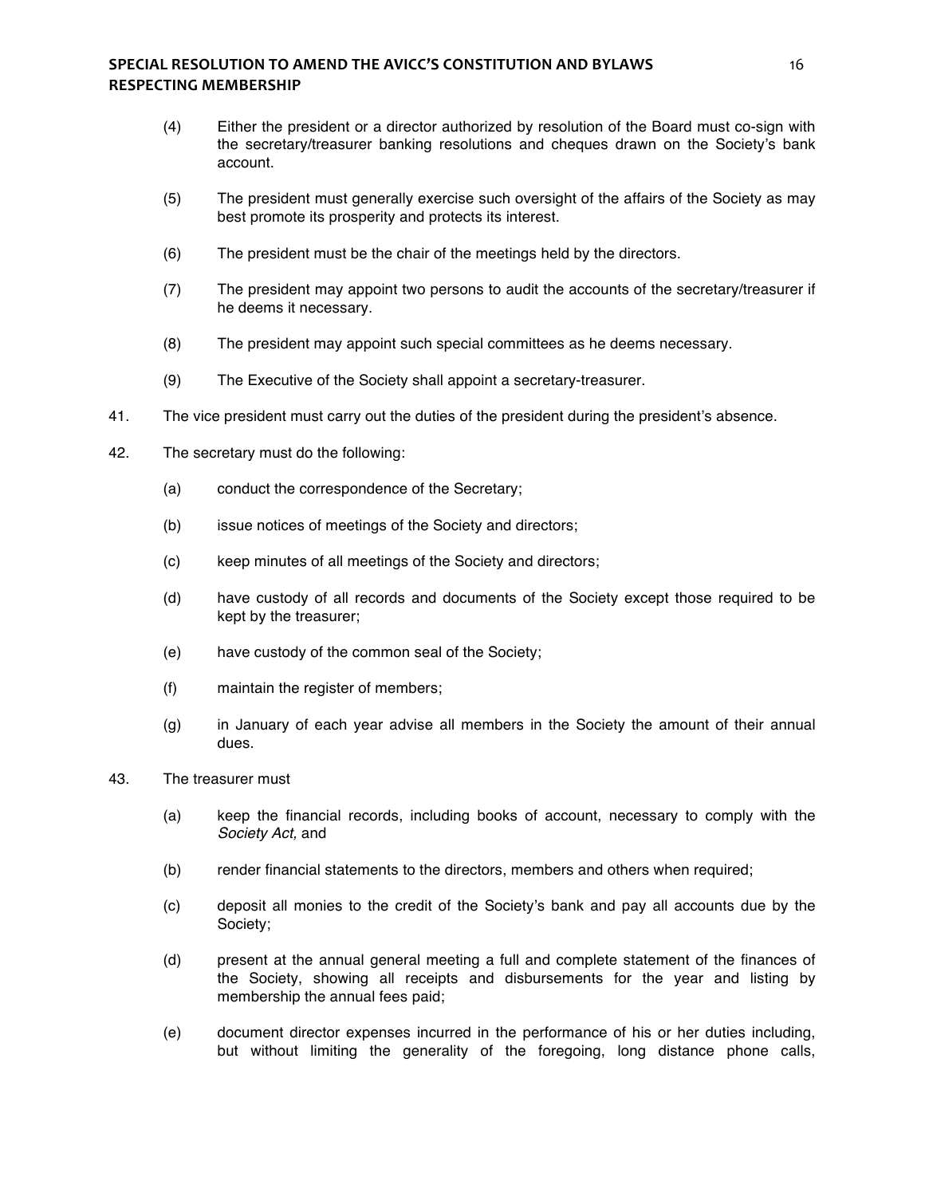(4) Either the president or a director authorized by resolution of the Board must co-sign with the secretary/treasurer banking resolutions and cheques drawn on the Society's bank account.

(5) The president must generally exercise such oversight of the affairs of the Society as may best promote its prosperity and protects its interest.

(6) The president must be the chair of the meetings held by the directors.

(7) The president may appoint two persons to audit the accounts of the secretary/treasurer if he deems it necessary.

(8) The president may appoint such special committees as he deems necessary.

(9) The Executive of the Society shall appoint a secretary-treasurer.

41. The vice president must carry out the duties of the president during the president's absence.

42. The secretary must do the following:

(a) conduct the correspondence of the Secretary;

(b) issue notices of meetings of the Society and directors;

(c) keep minutes of all meetings of the Society and directors;

(d) have custody of all records and documents of the Society except those required to be kept by the treasurer;

(e) have custody of the common seal of the Society;

(f) maintain the register of members;

(g) in January of each year advise all members in the Society the amount of their annual dues.

43. The treasurer must

(a) keep the financial records, including books of account, necessary to comply with the *Society Act,* and

(b) render financial statements to the directors, members and others when required;

(c) deposit all monies to the credit of the Society's bank and pay all accounts due by the Society;

(d) present at the annual general meeting a full and complete statement of the finances of the Society, showing all receipts and disbursements for the year and listing by membership the annual fees paid;

(e) document director expenses incurred in the performance of his or her duties including, but without limiting the generality of the foregoing, long distance phone calls,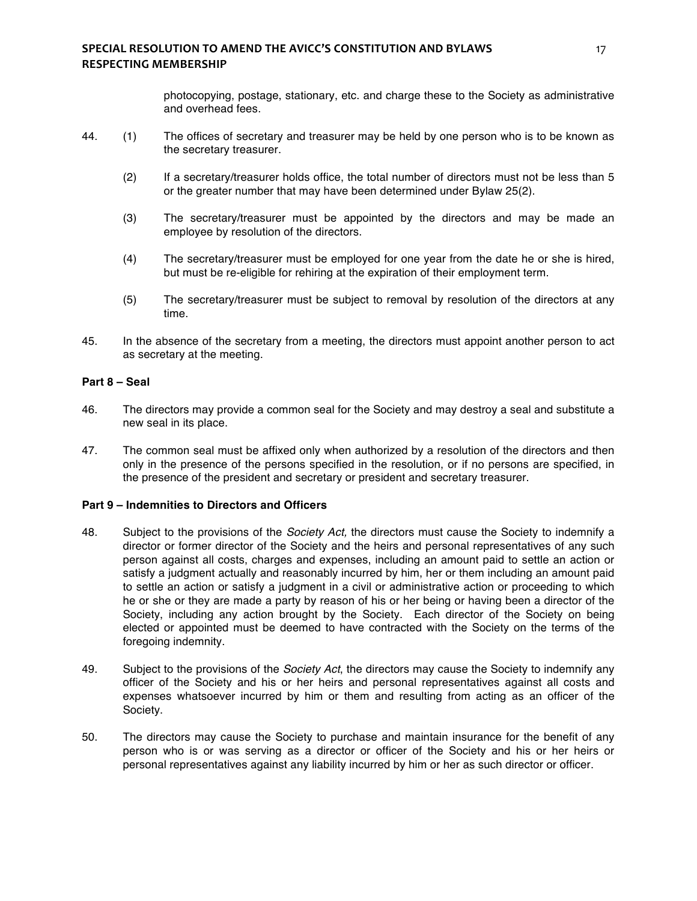photocopying, postage, stationary, etc. and charge these to the Society as administrative and overhead fees.

44. (1) The offices of secretary and treasurer may be held by one person who is to be known as the secretary treasurer.

    (2) If a secretary/treasurer holds office, the total number of directors must not be less than 5 or the greater number that may have been determined under Bylaw 25(2).

    (3) The secretary/treasurer must be appointed by the directors and may be made an employee by resolution of the directors.

    (4) The secretary/treasurer must be employed for one year from the date he or she is hired, but must be re-eligible for rehiring at the expiration of their employment term.

    (5) The secretary/treasurer must be subject to removal by resolution of the directors at any time.

45. In the absence of the secretary from a meeting, the directors must appoint another person to act as secretary at the meeting.

**Part 8 – Seal**

46. The directors may provide a common seal for the Society and may destroy a seal and substitute a new seal in its place.

47. The common seal must be affixed only when authorized by a resolution of the directors and then only in the presence of the persons specified in the resolution, or if no persons are specified, in the presence of the president and secretary or president and secretary treasurer.

**Part 9 – Indemnities to Directors and Officers**

48. Subject to the provisions of the *Society Act,* the directors must cause the Society to indemnify a director or former director of the Society and the heirs and personal representatives of any such person against all costs, charges and expenses, including an amount paid to settle an action or satisfy a judgment actually and reasonably incurred by him, her or them including an amount paid to settle an action or satisfy a judgment in a civil or administrative action or proceeding to which he or she or they are made a party by reason of his or her being or having been a director of the Society, including any action brought by the Society. Each director of the Society on being elected or appointed must be deemed to have contracted with the Society on the terms of the foregoing indemnity.

49. Subject to the provisions of the *Society Act*, the directors may cause the Society to indemnify any officer of the Society and his or her heirs and personal representatives against all costs and expenses whatsoever incurred by him or them and resulting from acting as an officer of the Society.

50. The directors may cause the Society to purchase and maintain insurance for the benefit of any person who is or was serving as a director or officer of the Society and his or her heirs or personal representatives against any liability incurred by him or her as such director or officer.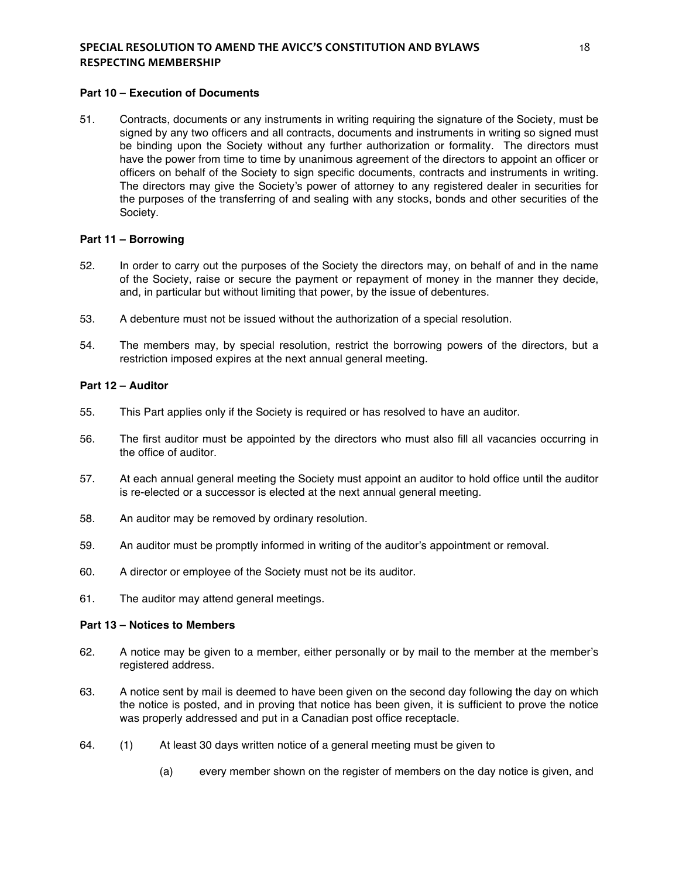**Part 10 – Execution of Documents**

51. Contracts, documents or any instruments in writing requiring the signature of the Society, must be signed by any two officers and all contracts, documents and instruments in writing so signed must be binding upon the Society without any further authorization or formality. The directors must have the power from time to time by unanimous agreement of the directors to appoint an officer or officers on behalf of the Society to sign specific documents, contracts and instruments in writing. The directors may give the Society's power of attorney to any registered dealer in securities for the purposes of the transferring of and sealing with any stocks, bonds and other securities of the Society.

**Part 11 – Borrowing**

52. In order to carry out the purposes of the Society the directors may, on behalf of and in the name of the Society, raise or secure the payment or repayment of money in the manner they decide, and, in particular but without limiting that power, by the issue of debentures.

53. A debenture must not be issued without the authorization of a special resolution.

54. The members may, by special resolution, restrict the borrowing powers of the directors, but a restriction imposed expires at the next annual general meeting.

**Part 12 – Auditor**

55. This Part applies only if the Society is required or has resolved to have an auditor.

56. The first auditor must be appointed by the directors who must also fill all vacancies occurring in the office of auditor.

57. At each annual general meeting the Society must appoint an auditor to hold office until the auditor is re-elected or a successor is elected at the next annual general meeting.

58. An auditor may be removed by ordinary resolution.

59. An auditor must be promptly informed in writing of the auditor's appointment or removal.

60. A director or employee of the Society must not be its auditor.

61. The auditor may attend general meetings.

**Part 13 – Notices to Members**

62. A notice may be given to a member, either personally or by mail to the member at the member's registered address.

63. A notice sent by mail is deemed to have been given on the second day following the day on which the notice is posted, and in proving that notice has been given, it is sufficient to prove the notice was properly addressed and put in a Canadian post office receptacle.

64. (1) At least 30 days written notice of a general meeting must be given to

    (a) every member shown on the register of members on the day notice is given, and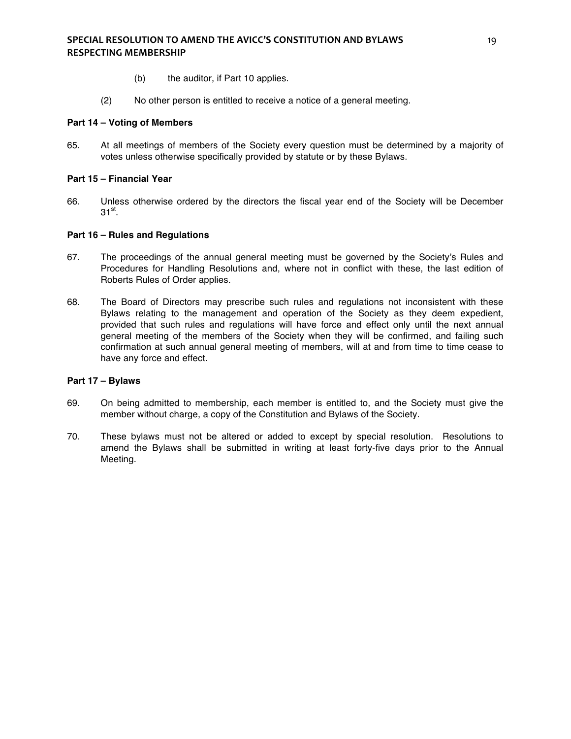(b) the auditor, if Part 10 applies.

(2) No other person is entitled to receive a notice of a general meeting.

**Part 14 – Voting of Members**

65. At all meetings of members of the Society every question must be determined by a majority of votes unless otherwise specifically provided by statute or by these Bylaws.

**Part 15 – Financial Year**

66. Unless otherwise ordered by the directors the fiscal year end of the Society will be December 31st.

**Part 16 – Rules and Regulations**

67. The proceedings of the annual general meeting must be governed by the Society's Rules and Procedures for Handling Resolutions and, where not in conflict with these, the last edition of Roberts Rules of Order applies.

68. The Board of Directors may prescribe such rules and regulations not inconsistent with these Bylaws relating to the management and operation of the Society as they deem expedient, provided that such rules and regulations will have force and effect only until the next annual general meeting of the members of the Society when they will be confirmed, and failing such confirmation at such annual general meeting of members, will at and from time to time cease to have any force and effect.

**Part 17 – Bylaws**

69. On being admitted to membership, each member is entitled to, and the Society must give the member without charge, a copy of the Constitution and Bylaws of the Society.

70. These bylaws must not be altered or added to except by special resolution. Resolutions to amend the Bylaws shall be submitted in writing at least forty-five days prior to the Annual Meeting.